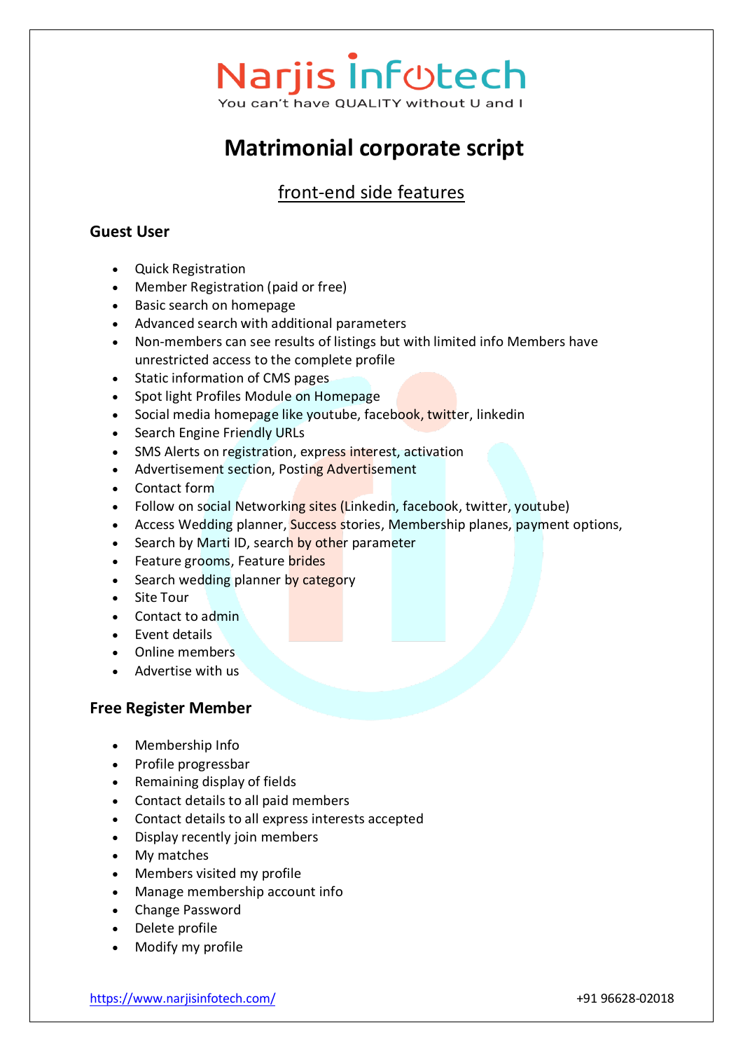Narjis Infotech

You can't have QUALITY without U and I

# Matrimonial corporate script

## front-end side features

### Guest User

- Quick Registration
- Member Registration (paid or free)
- Basic search on homepage
- Advanced search with additional parameters
- Non-members can see results of listings but with limited info Members have unrestricted access to the complete profile
- Static information of CMS pages
- Spot light Profiles Module on Homepage
- Social media homepage like youtube, facebook, twitter, linkedin
- Search Engine Friendly URLs
- SMS Alerts on registration, express interest, activation
- Advertisement section, Posting Advertisement
- Contact form
- Follow on social Networking sites (Linkedin, facebook, twitter, youtube)
- Access Wedding planner, Success stories, Membership planes, payment options,
- Search by Marti ID, search by other parameter
- Feature grooms, Feature brides
- Search wedding planner by category
- Site Tour
- Contact to admin
- Event details
- Online members
- Advertise with us

### Free Register Member

- Membership Info
- Profile progressbar
- Remaining display of fields
- Contact details to all paid members
- Contact details to all express interests accepted
- Display recently join members
- My matches
- Members visited my profile
- Manage membership account info
- Change Password
- Delete profile
- Modify my profile

https://www.narjisinfotech.com/ +91 96628-02018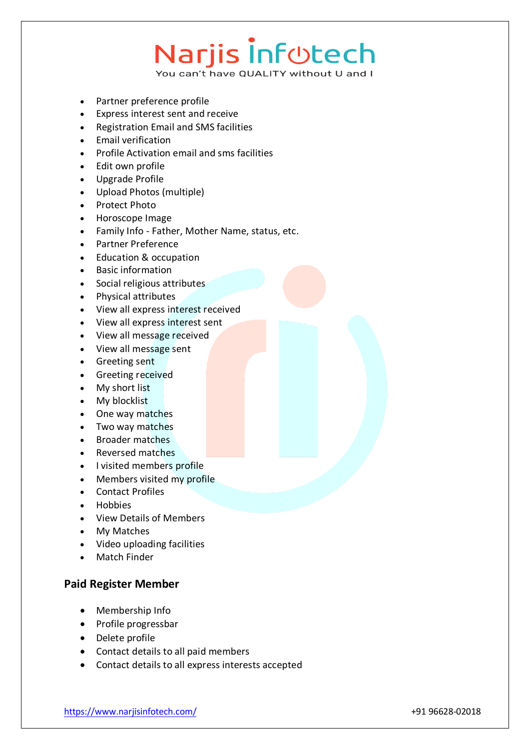- Partner preference profile
- Express interest sent and receive
- Registration Email and SMS facilities
- Email verification
- Profile Activation email and sms facilities
- Edit own profile
- Upgrade Profile
- Upload Photos (multiple)
- Protect Photo
- Horoscope Image
- Family Info - Father, Mother Name, status, etc.
- Partner Preference
- Education & occupation
- Basic information
- Social religious attributes
- Physical attributes
- View all express interest received
- View all express interest sent
- View all message received
- View all message sent
- Greeting sent
- Greeting received
- My short list
- My blocklist
- One way matches
- Two way matches
- Broader matches
- Reversed matches
- I visited members profile
- Members visited my profile
- Contact Profiles
- Hobbies
- View Details of Members
- My Matches
- Video uploading facilities
- Match Finder

## Paid Register Member

- Membership Info
- Profile progressbar
- Delete profile
- Contact details to all paid members
- Contact details to all express interests accepted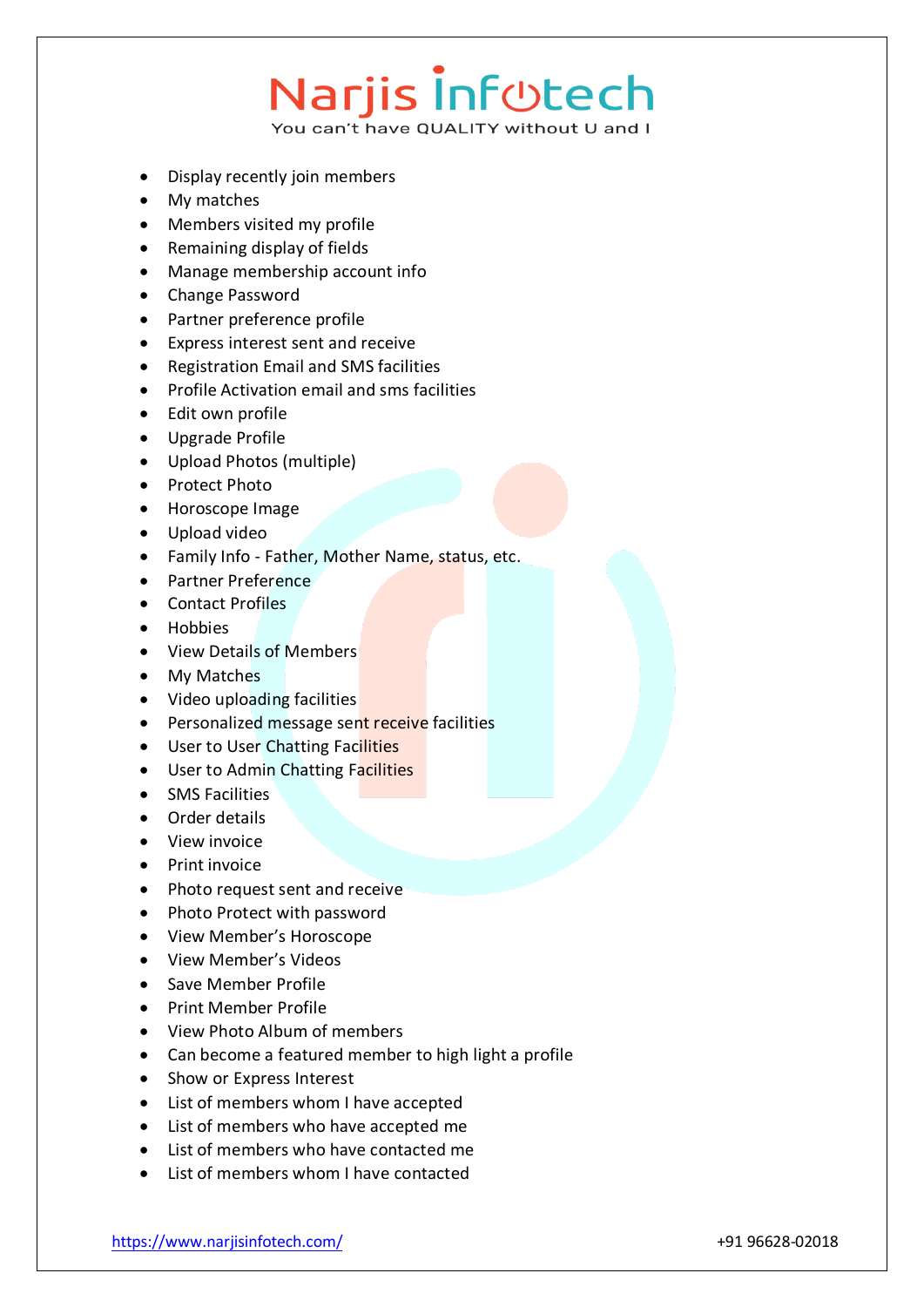- Display recently join members
- My matches
- Members visited my profile
- Remaining display of fields
- Manage membership account info
- Change Password
- Partner preference profile
- Express interest sent and receive
- Registration Email and SMS facilities
- Profile Activation email and sms facilities
- Edit own profile
- Upgrade Profile
- Upload Photos (multiple)
- Protect Photo
- Horoscope Image
- Upload video
- Family Info - Father, Mother Name, status, etc.
- Partner Preference
- Contact Profiles
- Hobbies
- View Details of Members
- My Matches
- Video uploading facilities
- Personalized message sent receive facilities
- User to User Chatting Facilities
- User to Admin Chatting Facilities
- SMS Facilities
- Order details
- View invoice
- Print invoice
- Photo request sent and receive
- Photo Protect with password
- View Member's Horoscope
- View Member's Videos
- Save Member Profile
- Print Member Profile
- View Photo Album of members
- Can become a featured member to high light a profile
- Show or Express Interest
- List of members whom I have accepted
- List of members who have accepted me
- List of members who have contacted me
- List of members whom I have contacted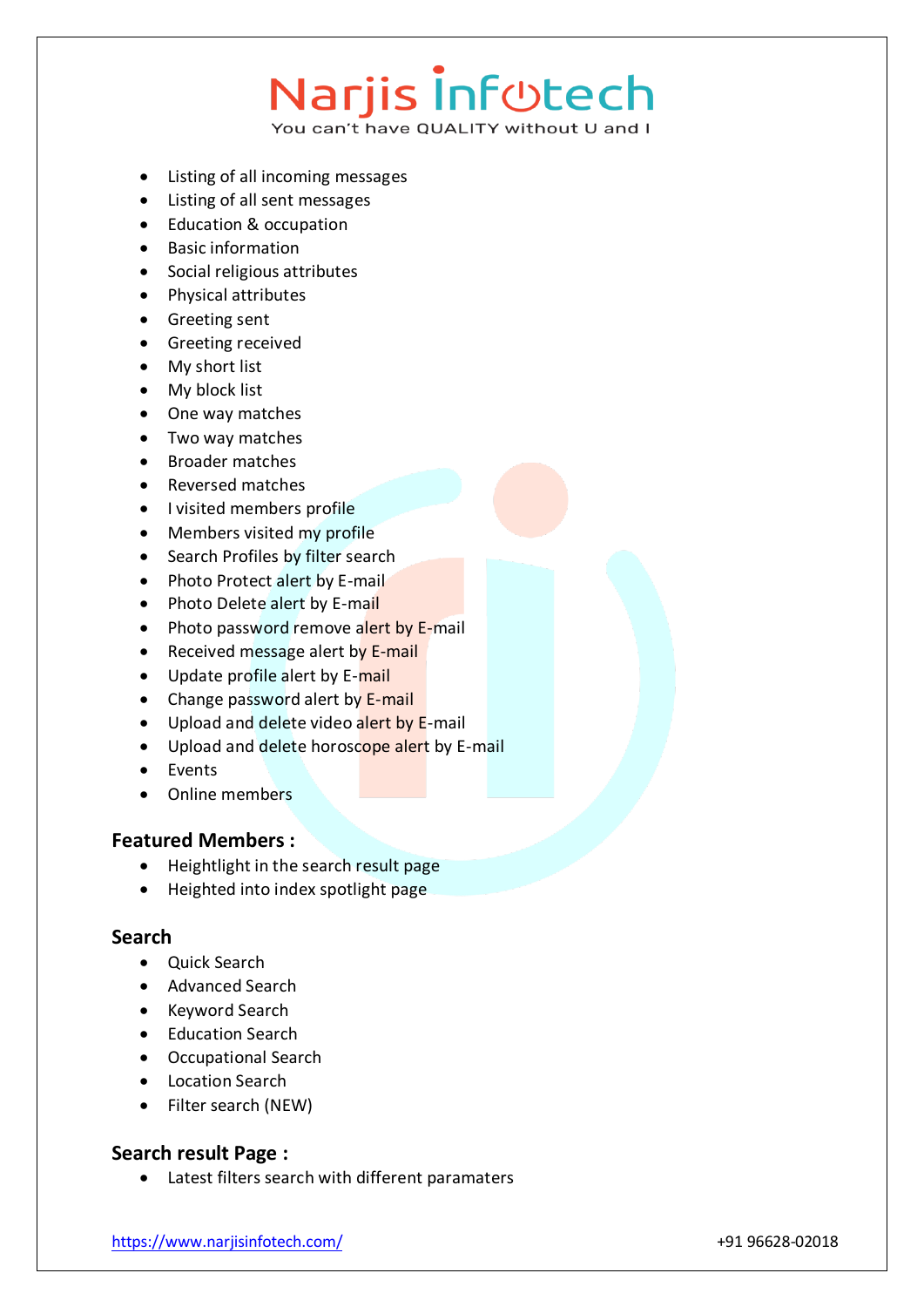- Listing of all incoming messages
- Listing of all sent messages
- Education & occupation
- Basic information
- Social religious attributes
- Physical attributes
- Greeting sent
- Greeting received
- My short list
- My block list
- One way matches
- Two way matches
- Broader matches
- Reversed matches
- I visited members profile
- Members visited my profile
- Search Profiles by filter search
- Photo Protect alert by E-mail
- Photo Delete alert by E-mail
- Photo password remove alert by E-mail
- Received message alert by E-mail
- Update profile alert by E-mail
- Change password alert by E-mail
- Upload and delete video alert by E-mail
- Upload and delete horoscope alert by E-mail
- Events
- Online members

### Featured Members :

- Heightlight in the search result page
- Heighted into index spotlight page

### Search

- Quick Search
- Advanced Search
- Keyword Search
- Education Search
- Occupational Search
- Location Search
- Filter search (NEW)

### Search result Page :

- Latest filters search with different paramaters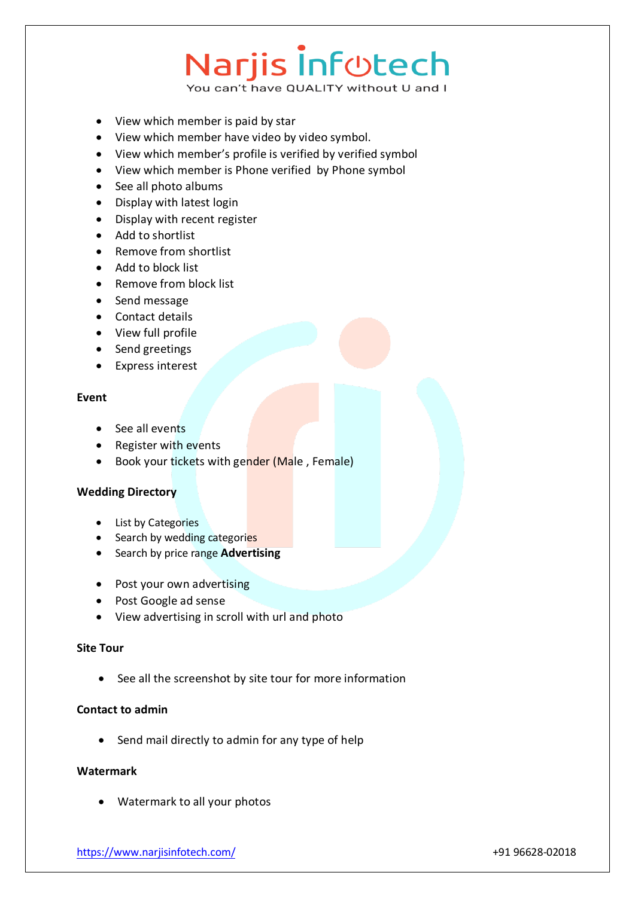- View which member is paid by star
- View which member have video by video symbol.
- View which member's profile is verified by verified symbol
- View which member is Phone verified  by Phone symbol
- See all photo albums
- Display with latest login
- Display with recent register
- Add to shortlist
- Remove from shortlist
- Add to block list
- Remove from block list
- Send message
- Contact details
- View full profile
- Send greetings
- Express interest

**Event**

- See all events
- Register with events
- Book your tickets with gender (Male , Female)

**Wedding Directory**

- List by Categories
- Search by wedding categories
- Search by price range **Advertising**

- Post your own advertising
- Post Google ad sense
- View advertising in scroll with url and photo

**Site Tour**

- See all the screenshot by site tour for more information

**Contact to admin**

- Send mail directly to admin for any type of help

**Watermark**

- Watermark to all your photos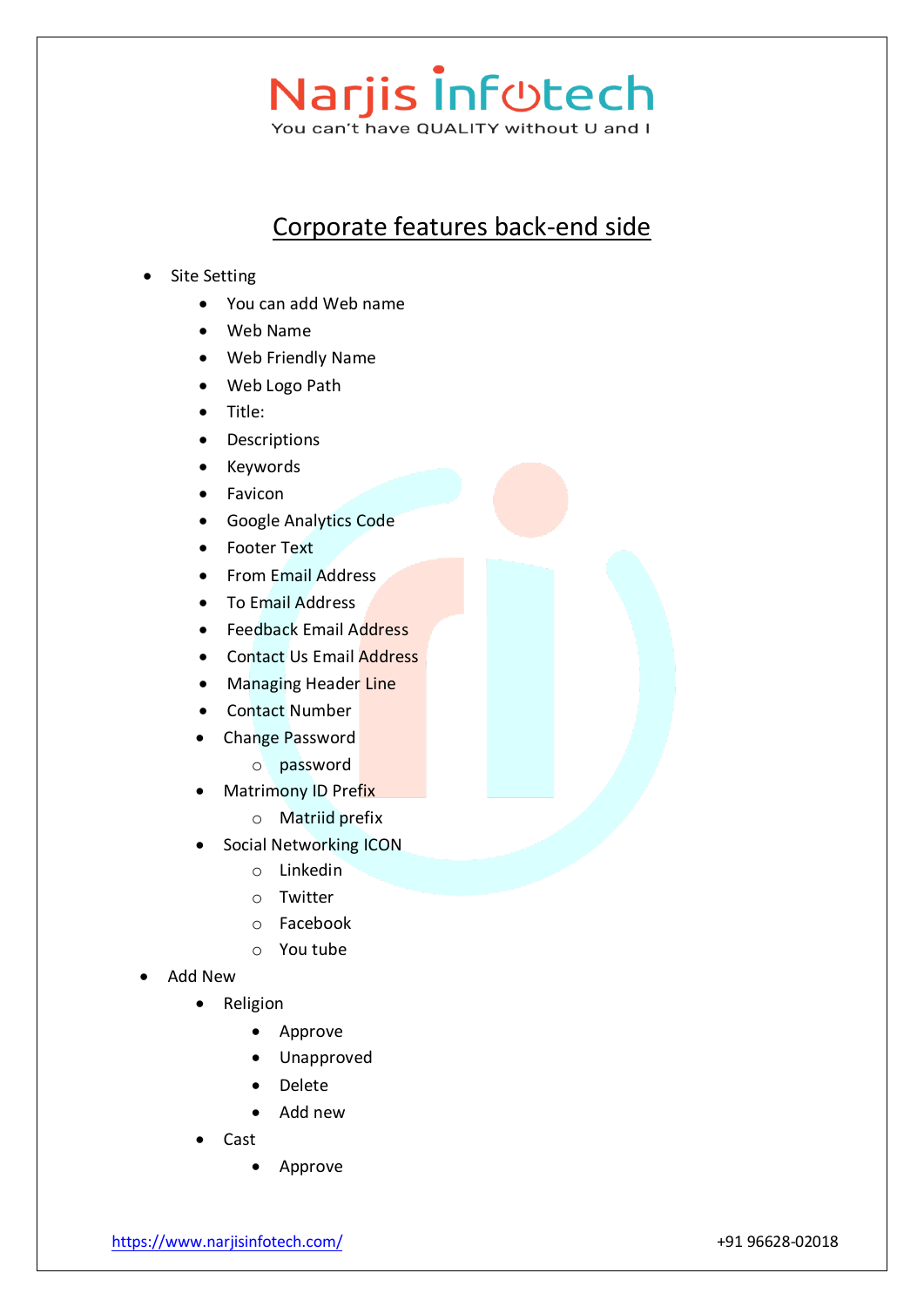## Corporate features back-end side

- Site Setting
  - You can add Web name
  - Web Name
  - Web Friendly Name
  - Web Logo Path
  - Title:
  - Descriptions
  - Keywords
  - Favicon
  - Google Analytics Code
  - Footer Text
  - From Email Address
  - To Email Address
  - Feedback Email Address
  - Contact Us Email Address
  - Managing Header Line
  - Contact Number
  - Change Password
    - password
  - Matrimony ID Prefix
    - Matriid prefix
  - Social Networking ICON
    - Linkedin
    - Twitter
    - Facebook
    - You tube
- Add New
  - Religion
    - Approve
    - Unapproved
    - Delete
    - Add new
  - Cast
    - Approve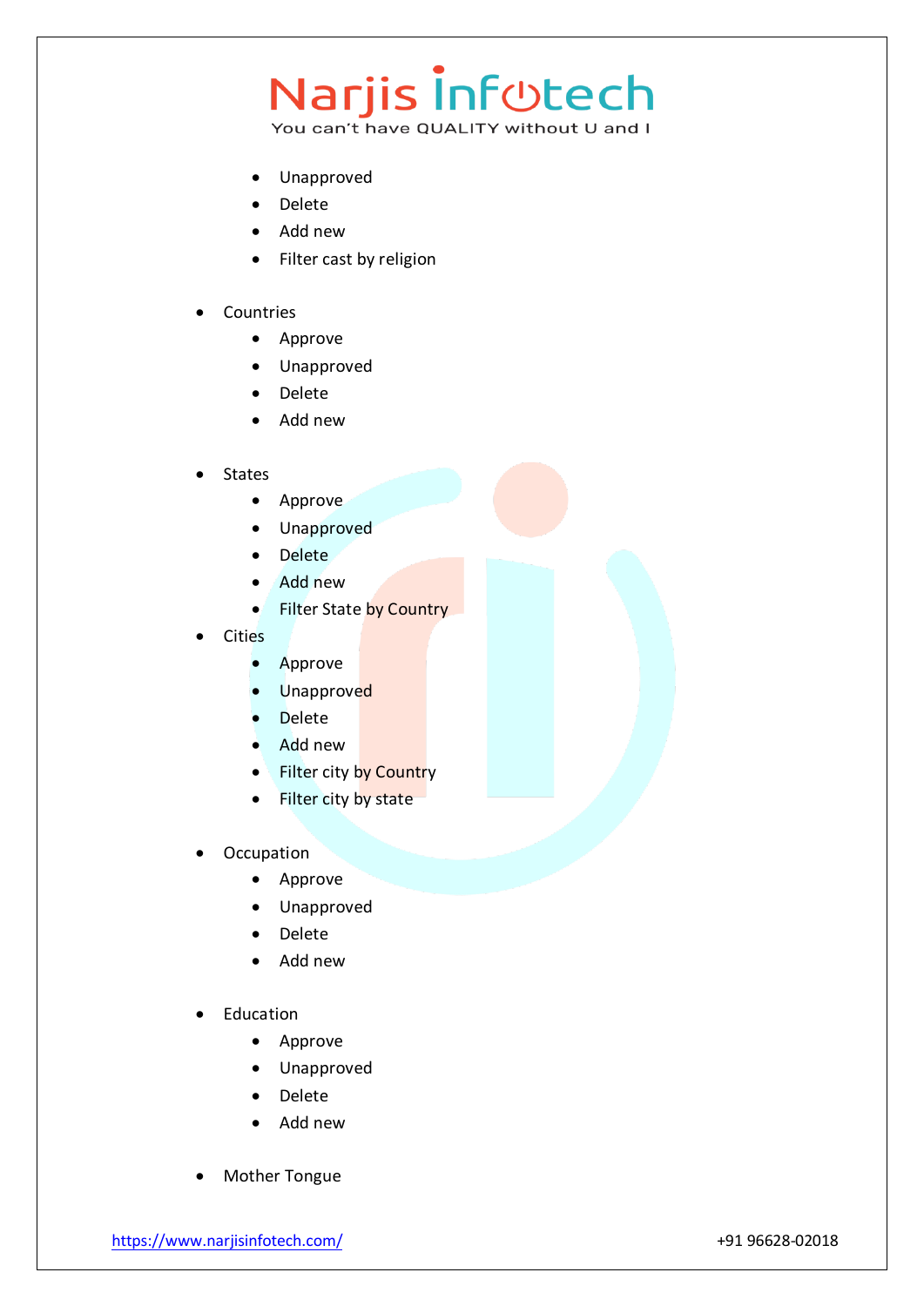- Unapproved
    - Delete
    - Add new
    - Filter cast by religion

- Countries
    - Approve
    - Unapproved
    - Delete
    - Add new

- States
    - Approve
    - Unapproved
    - Delete
    - Add new
    - Filter State by Country
- Cities
    - Approve
    - Unapproved
    - Delete
    - Add new
    - Filter city by Country
    - Filter city by state

- Occupation
    - Approve
    - Unapproved
    - Delete
    - Add new

- Education
    - Approve
    - Unapproved
    - Delete
    - Add new

- Mother Tongue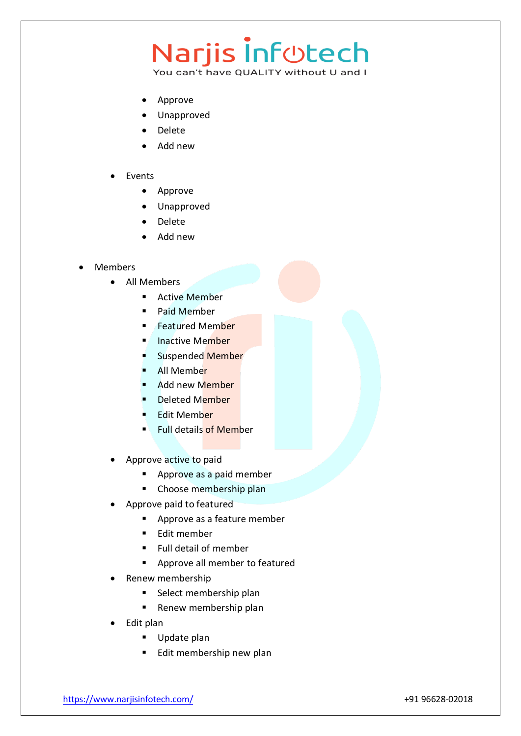- Approve
- Unapproved
- Delete
- Add new

- Events
  - Approve
  - Unapproved
  - Delete
  - Add new

- Members
  - All Members
    - Active Member
    - Paid Member
    - Featured Member
    - Inactive Member
    - Suspended Member
    - All Member
    - Add new Member
    - Deleted Member
    - Edit Member
    - Full details of Member

  - Approve active to paid
    - Approve as a paid member
    - Choose membership plan
  - Approve paid to featured
    - Approve as a feature member
    - Edit member
    - Full detail of member
    - Approve all member to featured
  - Renew membership
    - Select membership plan
    - Renew membership plan
  - Edit plan
    - Update plan
    - Edit membership new plan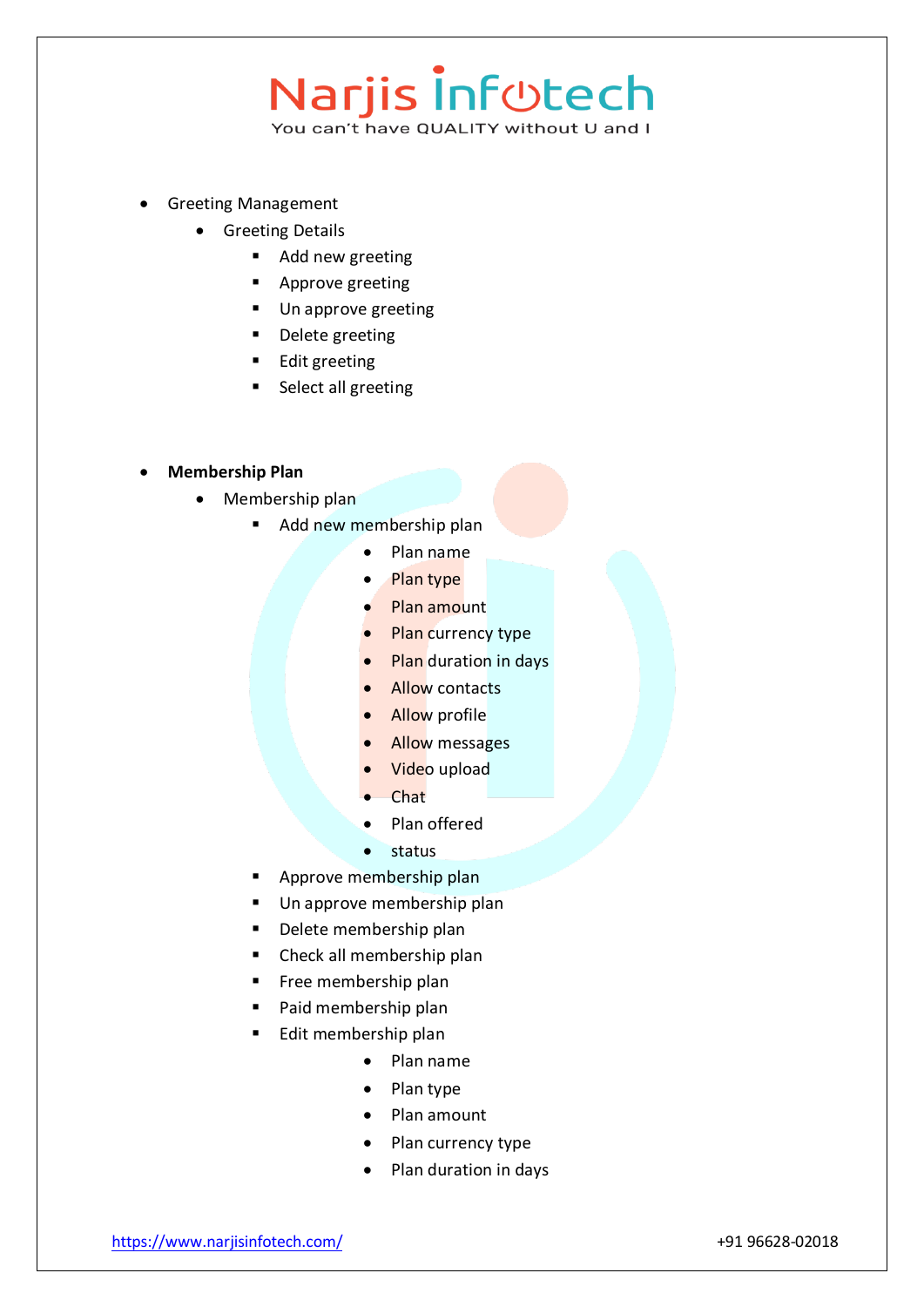- Greeting Management
  - Greeting Details
    - Add new greeting
    - Approve greeting
    - Un approve greeting
    - Delete greeting
    - Edit greeting
    - Select all greeting

- **Membership Plan**
  - Membership plan
    - Add new membership plan
      - Plan name
      - Plan type
      - Plan amount
      - Plan currency type
      - Plan duration in days
      - Allow contacts
      - Allow profile
      - Allow messages
      - Video upload
      - Chat
      - Plan offered
      - status
    - Approve membership plan
    - Un approve membership plan
    - Delete membership plan
    - Check all membership plan
    - Free membership plan
    - Paid membership plan
    - Edit membership plan
      - Plan name
      - Plan type
      - Plan amount
      - Plan currency type
      - Plan duration in days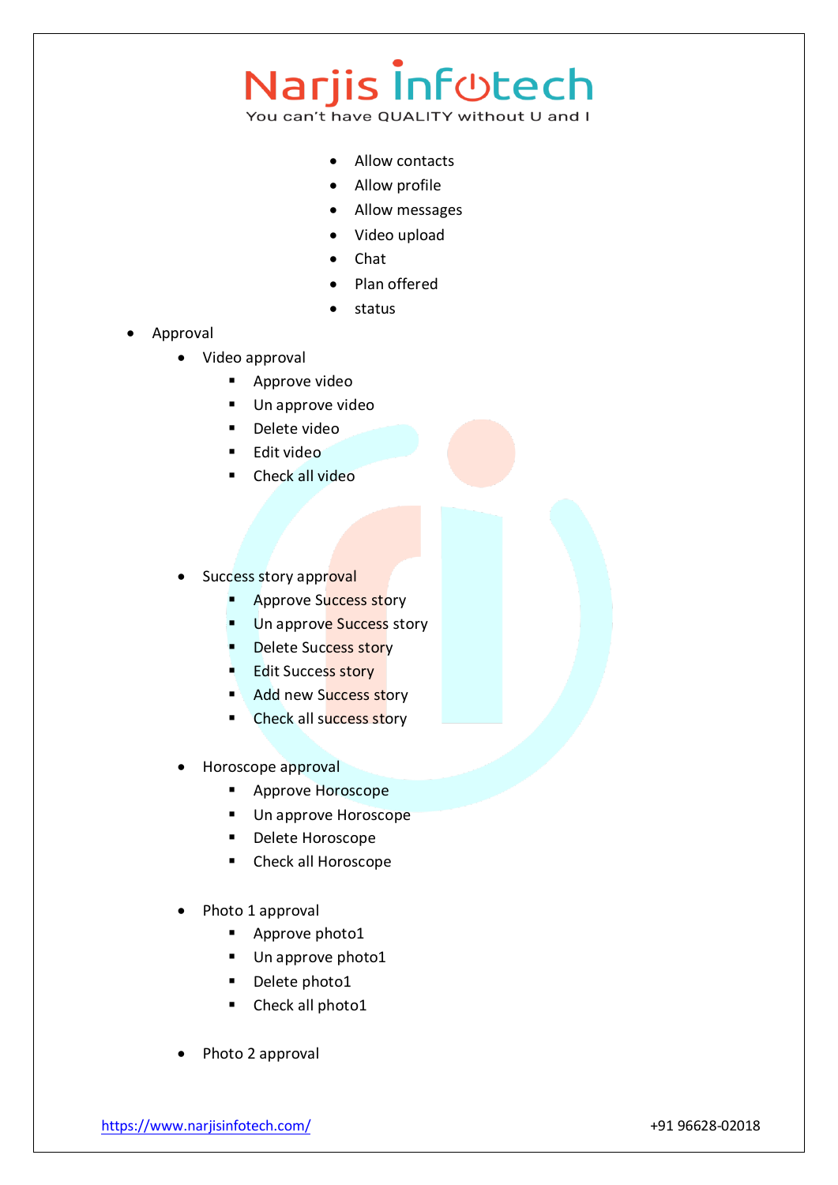- Allow contacts
- Allow profile
- Allow messages
- Video upload
- Chat
- Plan offered
- status

- Approval
  - Video approval
    - Approve video
    - Un approve video
    - Delete video
    - Edit video
    - Check all video

  - Success story approval
    - Approve Success story
    - Un approve Success story
    - Delete Success story
    - Edit Success story
    - Add new Success story
    - Check all success story

  - Horoscope approval
    - Approve Horoscope
    - Un approve Horoscope
    - Delete Horoscope
    - Check all Horoscope

  - Photo 1 approval
    - Approve photo1
    - Un approve photo1
    - Delete photo1
    - Check all photo1

  - Photo 2 approval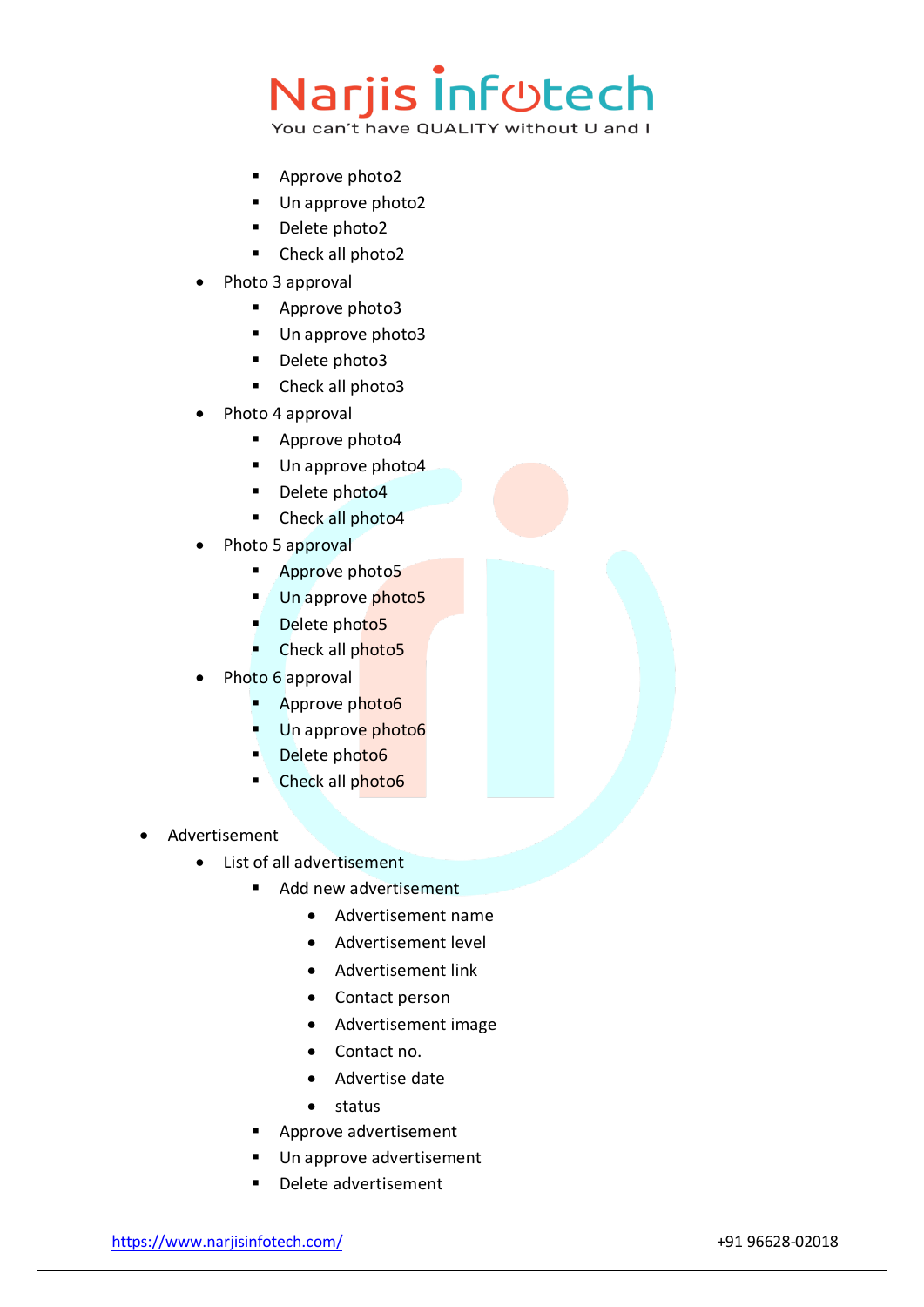- Approve photo2
        - Un approve photo2
        - Delete photo2
        - Check all photo2
    - Photo 3 approval
        - Approve photo3
        - Un approve photo3
        - Delete photo3
        - Check all photo3
    - Photo 4 approval
        - Approve photo4
        - Un approve photo4
        - Delete photo4
        - Check all photo4
    - Photo 5 approval
        - Approve photo5
        - Un approve photo5
        - Delete photo5
        - Check all photo5
    - Photo 6 approval
        - Approve photo6
        - Un approve photo6
        - Delete photo6
        - Check all photo6

- Advertisement
    - List of all advertisement
        - Add new advertisement
            - Advertisement name
            - Advertisement level
            - Advertisement link
            - Contact person
            - Advertisement image
            - Contact no.
            - Advertise date
            - status
        - Approve advertisement
        - Un approve advertisement
        - Delete advertisement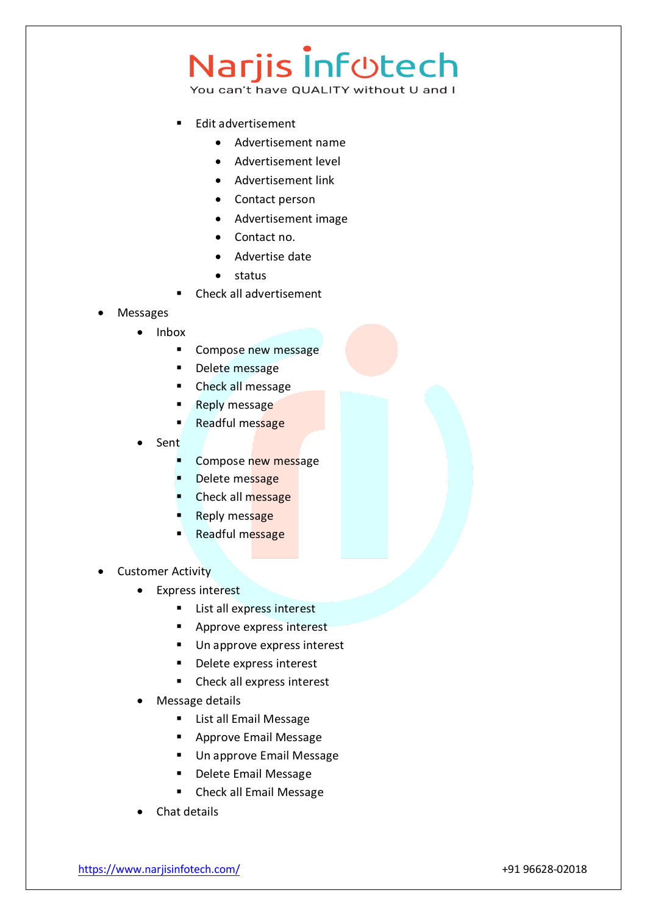- Edit advertisement
  - Advertisement name
  - Advertisement level
  - Advertisement link
  - Contact person
  - Advertisement image
  - Contact no.
  - Advertise date
  - status
- Check all advertisement

- Messages
  - Inbox
    - Compose new message
    - Delete message
    - Check all message
    - Reply message
    - Readful message
  - Sent
    - Compose new message
    - Delete message
    - Check all message
    - Reply message
    - Readful message

- Customer Activity
  - Express interest
    - List all express interest
    - Approve express interest
    - Un approve express interest
    - Delete express interest
    - Check all express interest
  - Message details
    - List all Email Message
    - Approve Email Message
    - Un approve Email Message
    - Delete Email Message
    - Check all Email Message
  - Chat details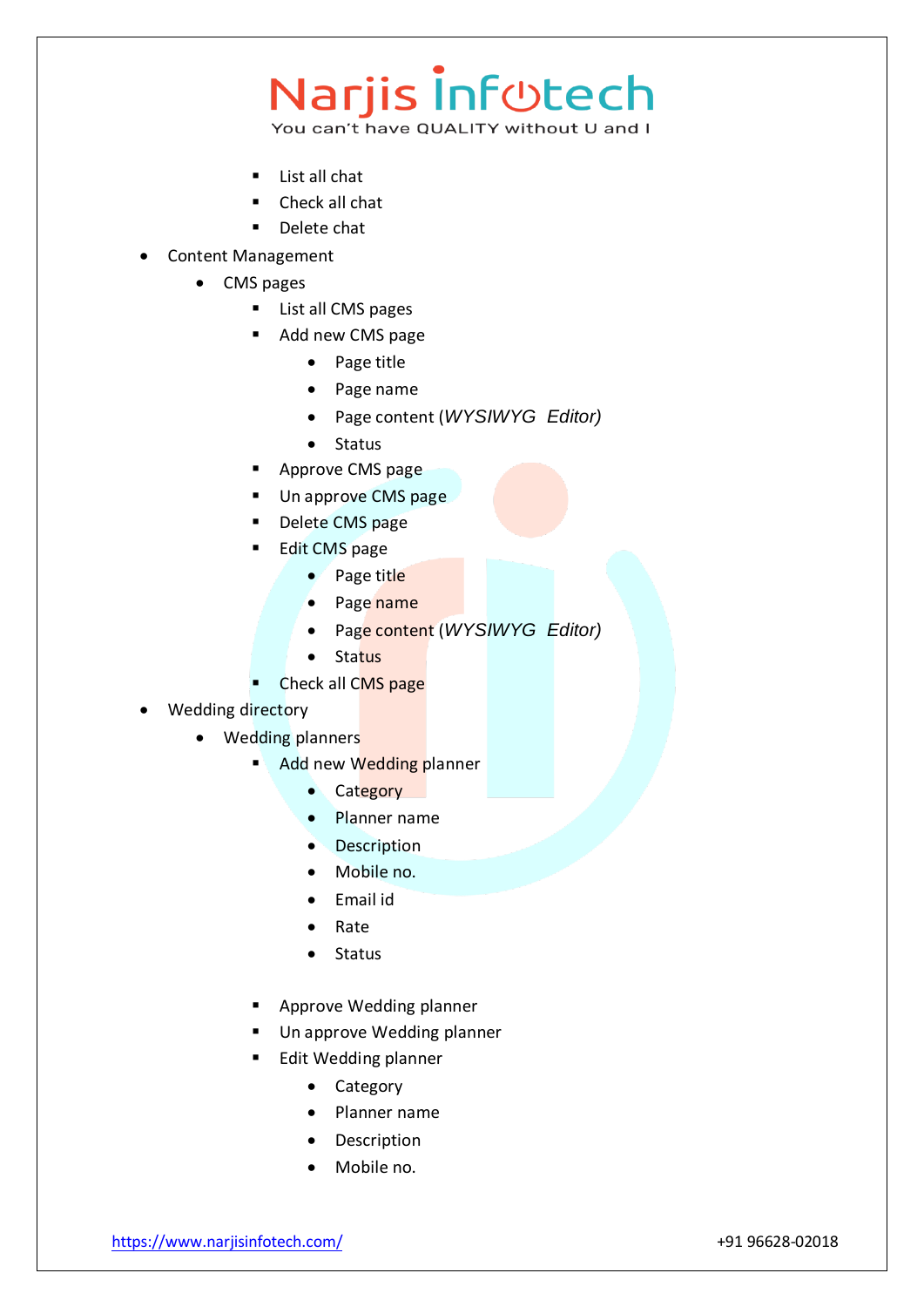- List all chat
    - Check all chat
    - Delete chat
- Content Management
  - CMS pages
    - List all CMS pages
    - Add new CMS page
      - Page title
      - Page name
      - Page content (*WYSIWYG Editor)*
      - Status
    - Approve CMS page
    - Un approve CMS page
    - Delete CMS page
    - Edit CMS page
      - Page title
      - Page name
      - Page content (*WYSIWYG Editor)*
      - Status
    - Check all CMS page
- Wedding directory
  - Wedding planners
    - Add new Wedding planner
      - Category
      - Planner name
      - Description
      - Mobile no.
      - Email id
      - Rate
      - Status
    - Approve Wedding planner
    - Un approve Wedding planner
    - Edit Wedding planner
      - Category
      - Planner name
      - Description
      - Mobile no.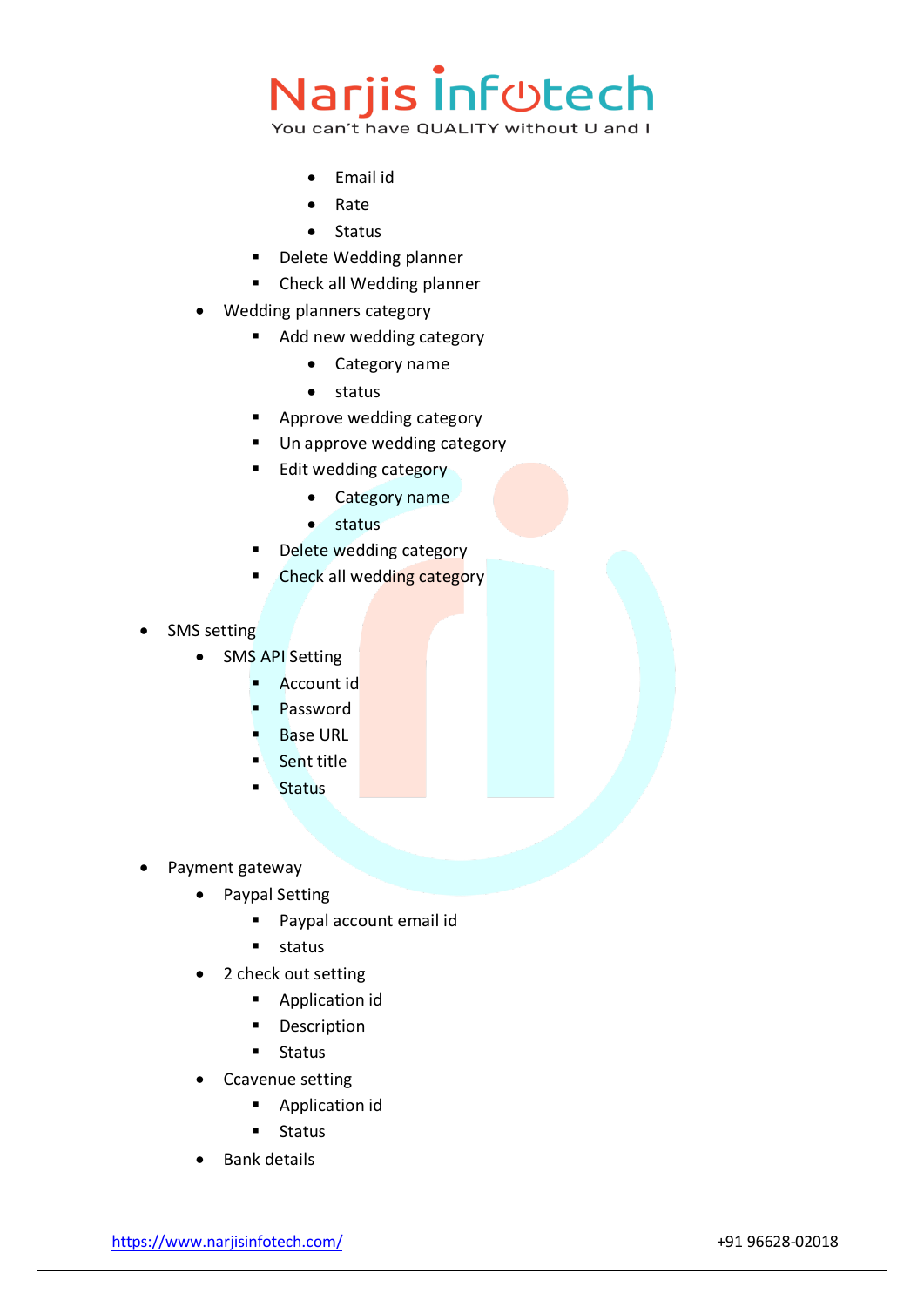- Email id
      - Rate
      - Status
    - Delete Wedding planner
    - Check all Wedding planner
  - Wedding planners category
    - Add new wedding category
      - Category name
      - status
    - Approve wedding category
    - Un approve wedding category
    - Edit wedding category
      - Category name
      - status
    - Delete wedding category
    - Check all wedding category

- SMS setting
  - SMS API Setting
    - Account id
    - Password
    - Base URL
    - Sent title
    - Status

- Payment gateway
  - Paypal Setting
    - Paypal account email id
    - status
  - 2 check out setting
    - Application id
    - Description
    - Status
  - Ccavenue setting
    - Application id
    - Status
  - Bank details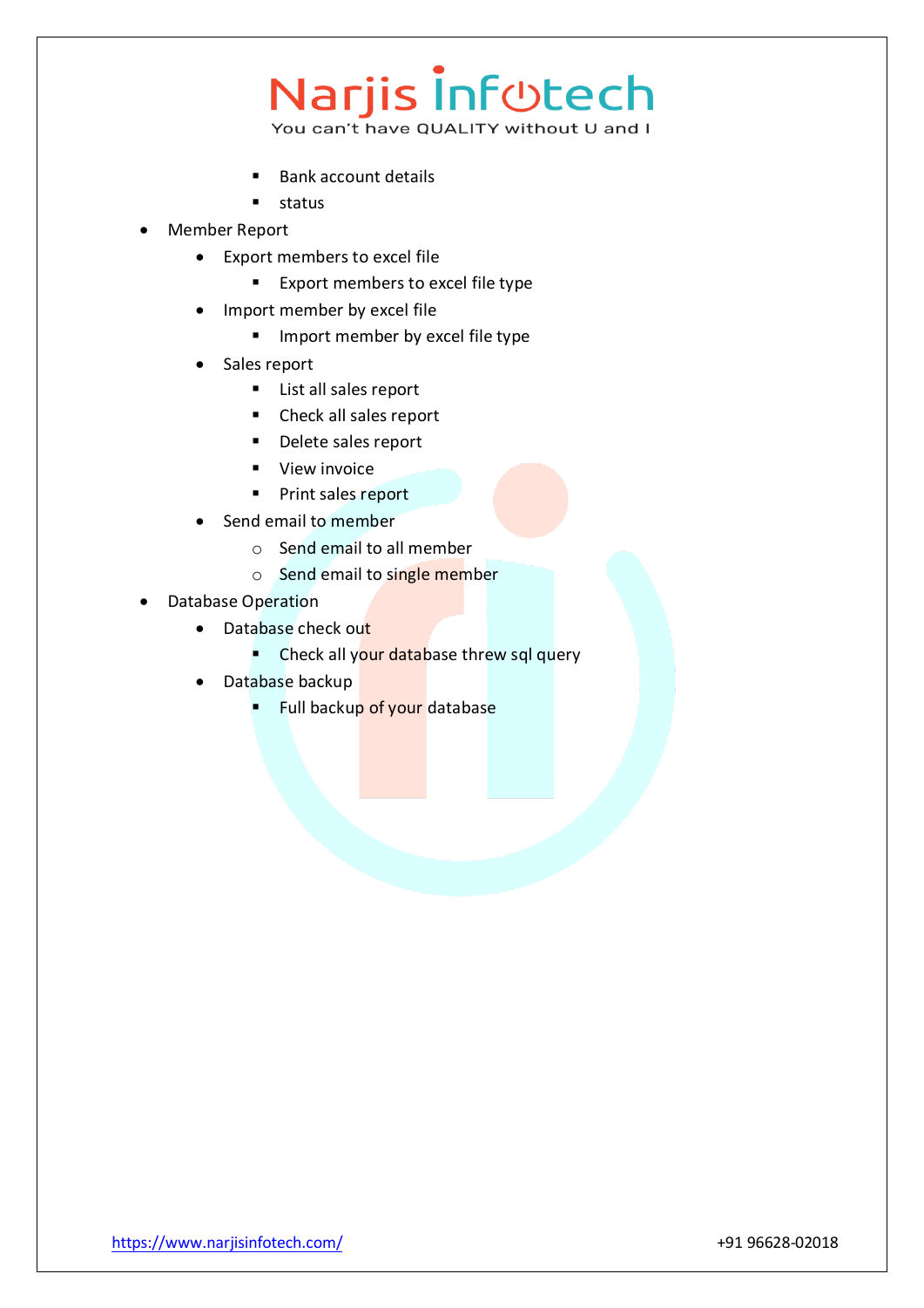- Bank account details
        - status

- Member Report
    - Export members to excel file
        - Export members to excel file type
    - Import member by excel file
        - Import member by excel file type
    - Sales report
        - List all sales report
        - Check all sales report
        - Delete sales report
        - View invoice
        - Print sales report
    - Send email to member
        - Send email to all member
        - Send email to single member
- Database Operation
    - Database check out
        - Check all your database threw sql query
    - Database backup
        - Full backup of your database